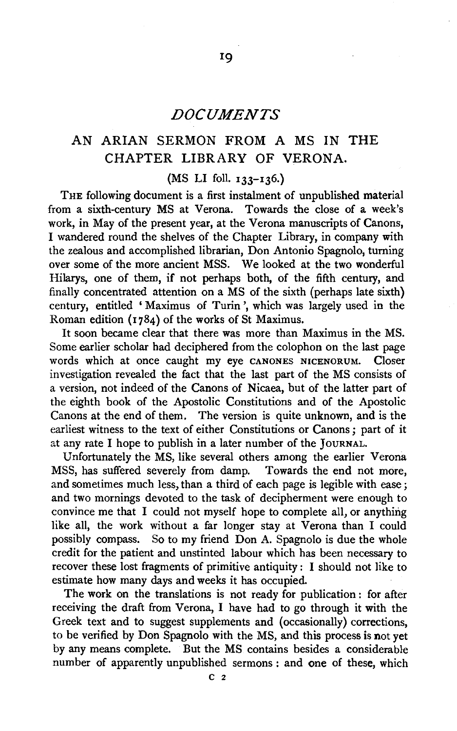## DOCUMENTS

## AN ARIAN SERMON FROM A MS IN THE CHAPTER LIBRARY OF VERONA.

(MS LI foll. 133–136.)

THE following document is a first instalment of unpublished material from a sixth-century MS at Verona. Towards the close of a week's work, in May of the present year, at the Verona manuscripts of Canons, I wandered round the shelves of the Chapter Library, in company with the zealous and accomplished librarian, Don Antonio Spagnolo, turning over some of the more ancient MSS. We looked at the two wonderful Hilarys, one of them, if not perhaps both, of the fifth century, and finally concentrated attention on a MS of the sixth (perhaps late sixth) century, entitled 'Maximus of Turin', which was largely used in the Roman edition (1784) of the works of St Maximus.

It soon became clear that there was more than Maximus in the MS. Some earlier scholar had deciphered from the colophon on the last page words which at once caught my eye CANONES NICENORUM. Closer investigation revealed the fact that the last part of the MS consists of a version, not indeed of the Canons of Nicaea, but of the latter part of the eighth book of the Apostolic Constitutions and of the Apostolic Canons at the end of them. The version is quite unknown, and is the earliest witness to the text of either Constitutions or Canons; part of it at any rate I hope to publish in a later number of the JOURNAL.

Unfortunately the MS, like several others among the earlier Verona MSS, has suffered severely from damp. Towards the end not more, and sometimes much less, than a third of each page is legible with ease; and two mornings devoted to the task of decipherment were enough to convince me that I could not myself hope to complete all, or anything like all, the work without a far longer stay at Verona than I could possibly compass. So to my friend Don A. Spagnolo is due the whole credit for the patient and unstinted labour which has been necessary to recover these lost fragments of primitive antiquity: I should not like to estimate how many days and weeks it has occupied.

The work on the translations is not ready for publication: for after receiving the draft from Verona, I have had to go through it with the Greek text and to suggest supplements and (occasionally) corrections, to be verified by Don Spagnolo with the MS, and this process is not yet by any means complete. But the MS contains besides a considerable number of apparently unpublished sermons: and one of these, which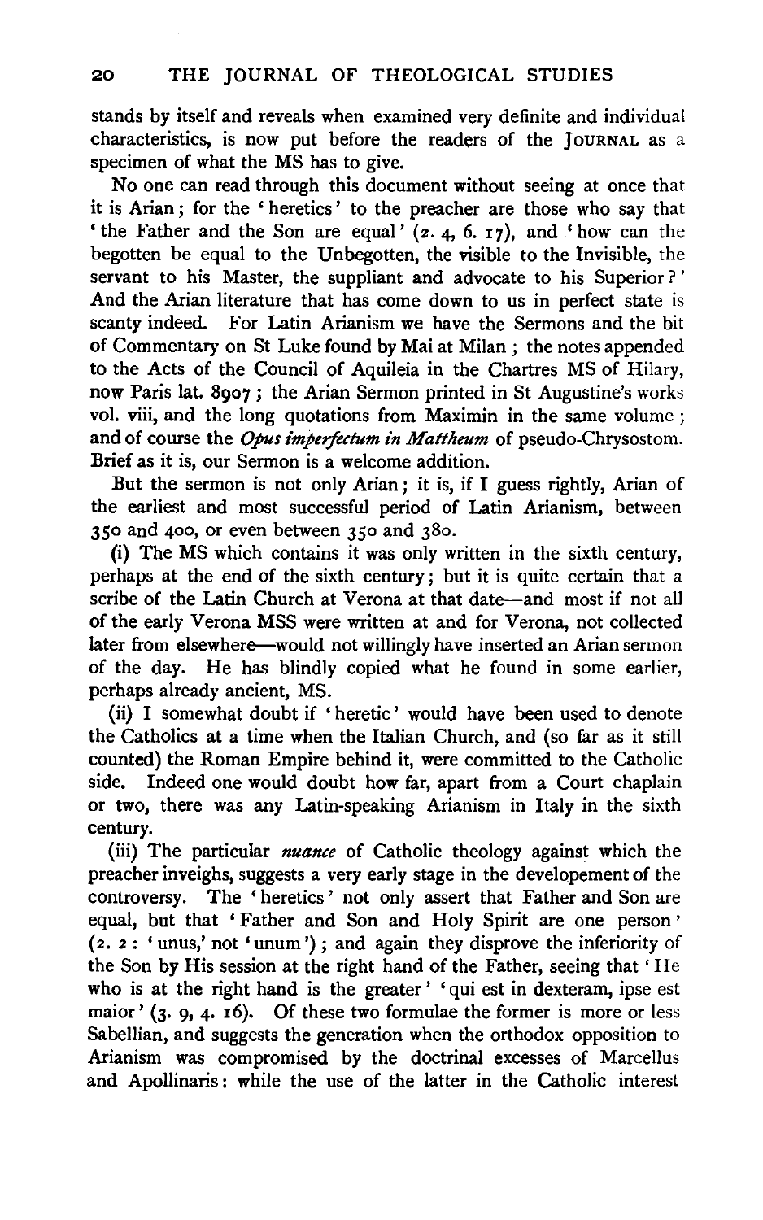stands by itself and reveals when examined very definite and individual characteristics, is now put before the readers of the JOURNAL as a specimen of what the MS has to give.

No one can read through this document without seeing at once that it is Arian; for the 'heretics' to the preacher are those who say that 'the Father and the Son are equal' (2. 4, 6. 17), and 'how can the begotten be equal to the Unbegotten, the visible to the Invisible, the servant to his Master, the suppliant and advocate to his Superior?' And the Arian literature that has come down to us in perfect state is scanty indeed. For Latin Arianism we have the Sermons and the bit of Commentary on St Luke found by Mai at Milan; the notes appended to the Acts of the Council of Aquileia in the Chartres MS of Hilary, now Paris lat. 8907; the Arian Sermon printed in St Augustine's works vol. viii, and the long quotations from Maximin in the same volume; and of course the *Opus imperfectum in Mattheum* of pseudo-Chrysostom. Brief as it is, our Sermon is a welcome addition.

But the sermon is not only Arian; it is, if I guess rightly, Arian of the earliest and most successful period of Latin Arianism, between 350 and 400, or even between 350 and 380.

(i) The MS which contains it was only written in the sixth century, perhaps at the end of the sixth century; but it is quite certain that a scribe of the Latin Church at Verona at that date—and most if not all of the early Verona MSS were written at and for Verona, not collected later from elsewhere—would not willingly have inserted an Arian sermon of the day. He has blindly copied what he found in some earlier, perhaps already ancient, MS.

(ii) I somewhat doubt if 'heretic' would have been used to denote the Catholics at a time when the Italian Church, and (so far as it still counted) the Roman Empire behind it, were committed to the Catholic side. Indeed one would doubt how far, apart from a Court chaplain or two, there was any Latin-speaking Arianism in Italy in the sixth century.

(iii) The particular *nuance* of Catholic theology against which the preacher inveighs, suggests a very early stage in the developement of the controversy. The 'heretics' not only assert that Father and Son are equal, but that 'Father and Son and Holy Spirit are one person' (2. 2: 'unus,' not 'unum'); and again they disprove the inferiority of the Son by His session at the right hand of the Father, seeing that 'He who is at the right hand is the greater' 'qui est in dexteram, ipse est maior' (3. 9, 4. 16). Of these two formulae the former is more or less Sabellian, and suggests the generation when the orthodox opposition to Arianism was compromised by the doctrinal excesses of Marcellus and Apollinaris: while the use of the latter in the Catholic interest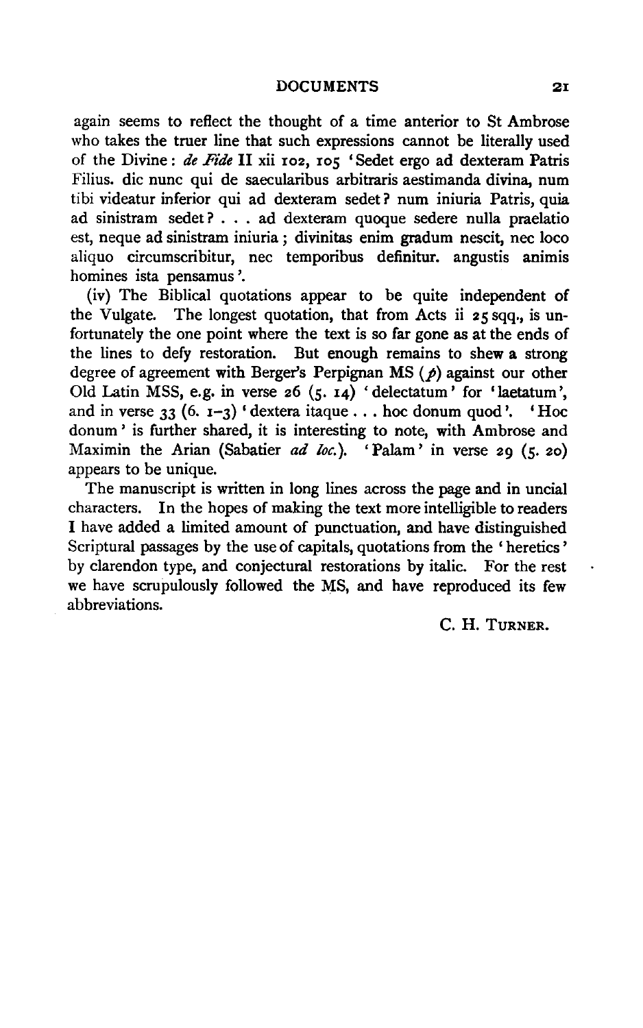again seems to reflect the thought of a time anterior to St Ambrose who takes the truer line that such expressions cannot be literally used of the Divine: *de Fide* II xii 102, 105 'Sedet ergo ad dexteram Patris Filius. dic nunc qui de saecularibus arbitraris aestimanda divina, num tibi videatur inferior qui ad dexteram sedet? num iniuria Patris, quia ad sinistram sedet? . . . ad dexteram quoque sedere nulla praelatio est, neque ad sinistram iniuria; divinitas enim gradum nescit, nec loco aliquo circumscribitur, nec temporibus definitur. angustis animis homines ista pensamus'.

(iv) The Biblical quotations appear to be quite independent of the Vulgate. The longest quotation, that from Acts ii 25 sqq., is unfortunately the one point where the text is so far gone as at the ends of the lines to defy restoration. But enough remains to shew a strong degree of agreement with Berger's Perpignan MS (*p*) against our other Old Latin MSS, e.g. in verse 26 (5. 14) 'delectatum' for 'laetatum', and in verse 33 (6. 1–3) 'dextera itaque . . . hoc donum quod'. 'Hoc donum' is further shared, it is interesting to note, with Ambrose and Maximin the Arian (Sabatier *ad loc.*). 'Palam' in verse 29 (5. 20) appears to be unique.

The manuscript is written in long lines across the page and in uncial characters. In the hopes of making the text more intelligible to readers I have added a limited amount of punctuation, and have distinguished Scriptural passages by the use of capitals, quotations from the 'heretics' by clarendon type, and conjectural restorations by italic. For the rest we have scrupulously followed the MS, and have reproduced its few abbreviations.

C. H. TURNER.